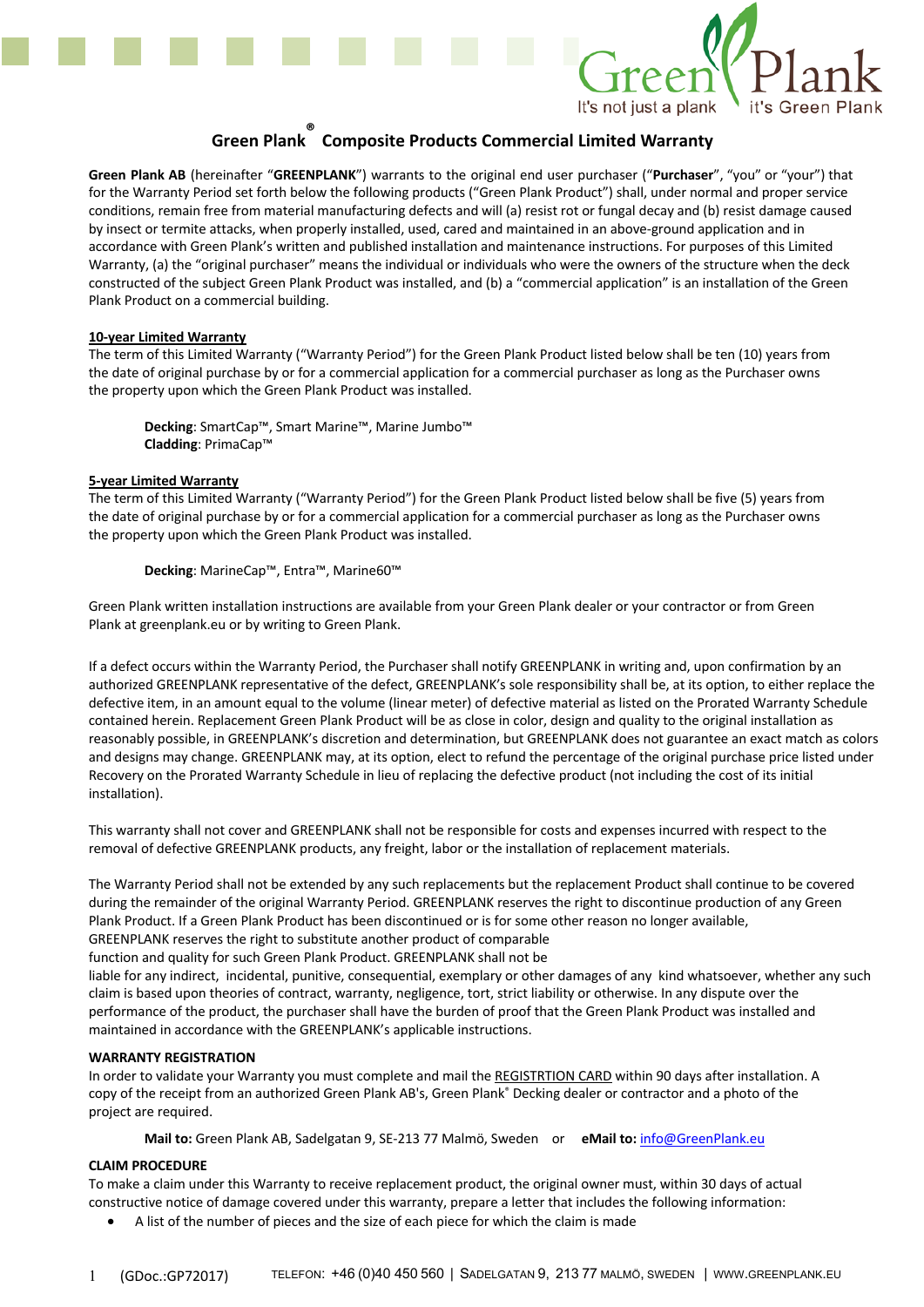# Green Plank® Composite Products Commercial Limited Warranty

**Green Plank AB** (hereinafter "**GREENPLANK**") warrants to the original end user purchaser ("**Purchaser**", "you" or "your") that for the Warranty Period set forth below the following products ("Green Plank Product") shall, under normal and proper service conditions, remain free from material manufacturing defects and will (a) resist rot or fungal decay and (b) resist damage caused by insect or termite attacks, when properly installed, used, cared and maintained in an above-ground application and in accordance with Green Plank's written and published installation and maintenance instructions. For purposes of this Limited Warranty, (a) the "original purchaser" means the individual or individuals who were the owners of the structure when the deck constructed of the subject Green Plank Product was installed, and (b) a "commercial application" is an installation of the Green Plank Product on a commercial building.

**10-year Limited Warranty**

The term of this Limited Warranty ("Warranty Period") for the Green Plank Product listed below shall be ten (10) years from the date of original purchase by or for a commercial application for a commercial purchaser as long as the Purchaser owns the property upon which the Green Plank Product was installed.

**Decking**: SmartCap™, Smart Marine™, Marine Jumbo™
**Cladding**: PrimaCap™

**5-year Limited Warranty**

The term of this Limited Warranty ("Warranty Period") for the Green Plank Product listed below shall be five (5) years from the date of original purchase by or for a commercial application for a commercial purchaser as long as the Purchaser owns the property upon which the Green Plank Product was installed.

**Decking**: MarineCap™, Entra™, Marine60™

Green Plank written installation instructions are available from your Green Plank dealer or your contractor or from Green Plank at greenplank.eu or by writing to Green Plank.

If a defect occurs within the Warranty Period, the Purchaser shall notify GREENPLANK in writing and, upon confirmation by an authorized GREENPLANK representative of the defect, GREENPLANK's sole responsibility shall be, at its option, to either replace the defective item, in an amount equal to the volume (linear meter) of defective material as listed on the Prorated Warranty Schedule contained herein. Replacement Green Plank Product will be as close in color, design and quality to the original installation as reasonably possible, in GREENPLANK's discretion and determination, but GREENPLANK does not guarantee an exact match as colors and designs may change. GREENPLANK may, at its option, elect to refund the percentage of the original purchase price listed under Recovery on the Prorated Warranty Schedule in lieu of replacing the defective product (not including the cost of its initial installation).

This warranty shall not cover and GREENPLANK shall not be responsible for costs and expenses incurred with respect to the removal of defective GREENPLANK products, any freight, labor or the installation of replacement materials.

The Warranty Period shall not be extended by any such replacements but the replacement Product shall continue to be covered during the remainder of the original Warranty Period. GREENPLANK reserves the right to discontinue production of any Green Plank Product. If a Green Plank Product has been discontinued or is for some other reason no longer available, GREENPLANK reserves the right to substitute another product of comparable function and quality for such Green Plank Product. GREENPLANK shall not be liable for any indirect, incidental, punitive, consequential, exemplary or other damages of any kind whatsoever, whether any such claim is based upon theories of contract, warranty, negligence, tort, strict liability or otherwise. In any dispute over the performance of the product, the purchaser shall have the burden of proof that the Green Plank Product was installed and maintained in accordance with the GREENPLANK's applicable instructions.

**WARRANTY REGISTRATION**

In order to validate your Warranty you must complete and mail the REGISTRTION CARD within 90 days after installation. A copy of the receipt from an authorized Green Plank AB's, Green Plank® Decking dealer or contractor and a photo of the project are required.

**Mail to:** Green Plank AB, Sadelgatan 9, SE-213 77 Malmö, Sweden or **eMail to:** info@GreenPlank.eu

**CLAIM PROCEDURE**

To make a claim under this Warranty to receive replacement product, the original owner must, within 30 days of actual constructive notice of damage covered under this warranty, prepare a letter that includes the following information:

- A list of the number of pieces and the size of each piece for which the claim is made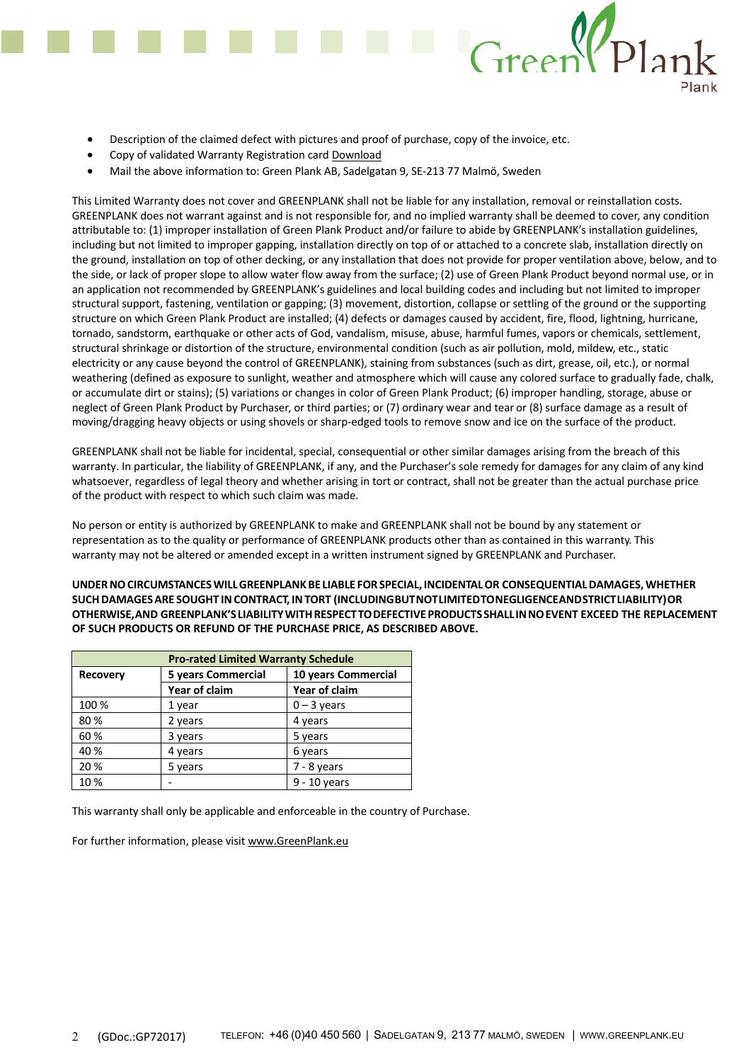- Description of the claimed defect with pictures and proof of purchase, copy of the invoice, etc.
- Copy of validated Warranty Registration card Download
- Mail the above information to: Green Plank AB, Sadelgatan 9, SE-213 77 Malmö, Sweden

This Limited Warranty does not cover and GREENPLANK shall not be liable for any installation, removal or reinstallation costs. GREENPLANK does not warrant against and is not responsible for, and no implied warranty shall be deemed to cover, any condition attributable to: (1) improper installation of Green Plank Product and/or failure to abide by GREENPLANK's installation guidelines, including but not limited to improper gapping, installation directly on top of or attached to a concrete slab, installation directly on the ground, installation on top of other decking, or any installation that does not provide for proper ventilation above, below, and to the side, or lack of proper slope to allow water flow away from the surface; (2) use of Green Plank Product beyond normal use, or in an application not recommended by GREENPLANK's guidelines and local building codes and including but not limited to improper structural support, fastening, ventilation or gapping; (3) movement, distortion, collapse or settling of the ground or the supporting structure on which Green Plank Product are installed; (4) defects or damages caused by accident, fire, flood, lightning, hurricane, tornado, sandstorm, earthquake or other acts of God, vandalism, misuse, abuse, harmful fumes, vapors or chemicals, settlement, structural shrinkage or distortion of the structure, environmental condition (such as air pollution, mold, mildew, etc., static electricity or any cause beyond the control of GREENPLANK), staining from substances (such as dirt, grease, oil, etc.), or normal weathering (defined as exposure to sunlight, weather and atmosphere which will cause any colored surface to gradually fade, chalk, or accumulate dirt or stains); (5) variations or changes in color of Green Plank Product; (6) improper handling, storage, abuse or neglect of Green Plank Product by Purchaser, or third parties; or (7) ordinary wear and tear or (8) surface damage as a result of moving/dragging heavy objects or using shovels or sharp-edged tools to remove snow and ice on the surface of the product.

GREENPLANK shall not be liable for incidental, special, consequential or other similar damages arising from the breach of this warranty. In particular, the liability of GREENPLANK, if any, and the Purchaser's sole remedy for damages for any claim of any kind whatsoever, regardless of legal theory and whether arising in tort or contract, shall not be greater than the actual purchase price of the product with respect to which such claim was made.

No person or entity is authorized by GREENPLANK to make and GREENPLANK shall not be bound by any statement or representation as to the quality or performance of GREENPLANK products other than as contained in this warranty. This warranty may not be altered or amended except in a written instrument signed by GREENPLANK and Purchaser.

**UNDER NO CIRCUMSTANCES WILL GREENPLANK BE LIABLE FOR SPECIAL, INCIDENTAL OR CONSEQUENTIAL DAMAGES, WHETHER SUCH DAMAGES ARE SOUGHT IN CONTRACT, IN TORT (INCLUDING BUT NOT LIMITED TO NEGLIGENCE AND STRICT LIABILITY) OR OTHERWISE, AND GREENPLANK'S LIABILITY WITH RESPECT TO DEFECTIVE PRODUCTS SHALL IN NO EVENT EXCEED THE REPLACEMENT OF SUCH PRODUCTS OR REFUND OF THE PURCHASE PRICE, AS DESCRIBED ABOVE.**

| Pro-rated Limited Warranty Schedule | | |
|---|---|---|
| **Recovery** | **5 years Commercial** | **10 years Commercial** |
| | **Year of claim** | **Year of claim** |
| 100 % | 1 year | 0 – 3 years |
| 80 % | 2 years | 4 years |
| 60 % | 3 years | 5 years |
| 40 % | 4 years | 6 years |
| 20 % | 5 years | 7 - 8 years |
| 10 % | - | 9 - 10 years |

This warranty shall only be applicable and enforceable in the country of Purchase.

For further information, please visit www.GreenPlank.eu